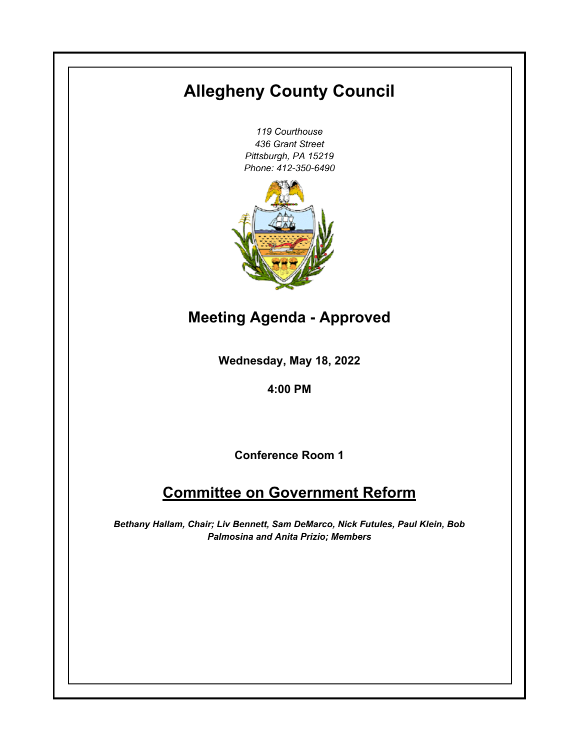# Allegheny County Council

*119 Courthouse*
*436 Grant Street*
*Pittsburgh, PA 15219*
*Phone: 412-350-6490*

## Meeting Agenda - Approved

**Wednesday, May 18, 2022**

**4:00 PM**

**Conference Room 1**

## Committee on Government Reform

***Bethany Hallam, Chair; Liv Bennett, Sam DeMarco, Nick Futules, Paul Klein, Bob Palmosina and Anita Prizio; Members***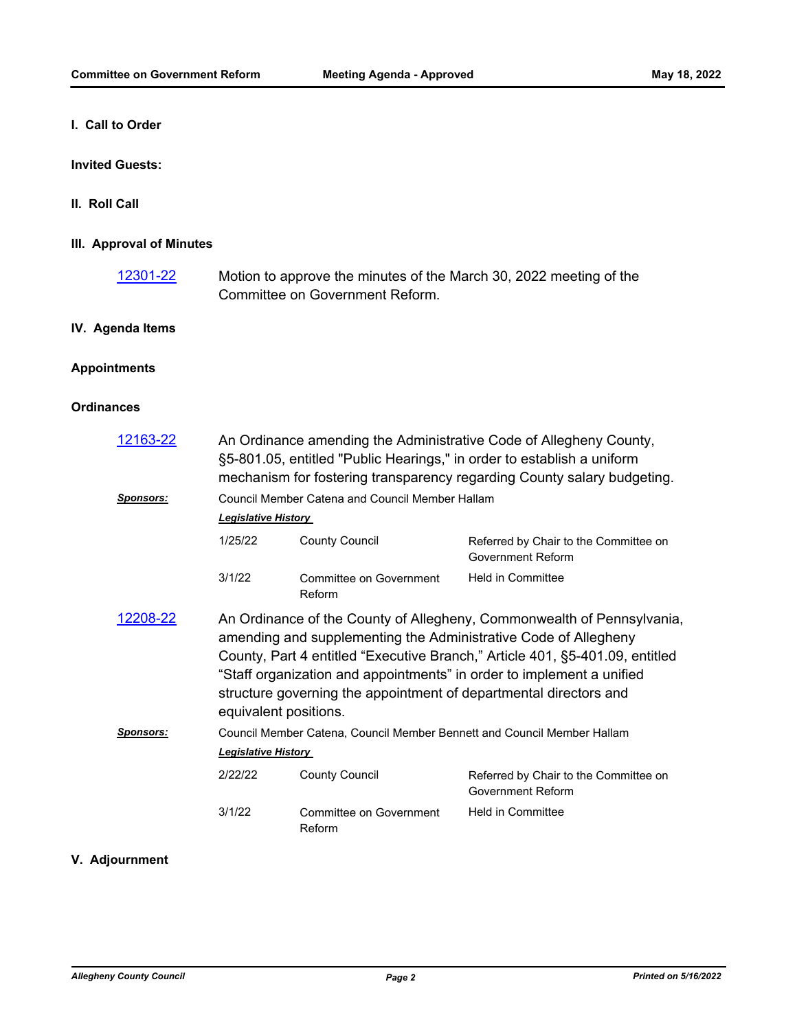## I. Call to Order

**Invited Guests:**

## II. Roll Call

## III. Approval of Minutes

12301-22 Motion to approve the minutes of the March 30, 2022 meeting of the Committee on Government Reform.

## IV. Agenda Items

### Appointments

### Ordinances

12163-22 An Ordinance amending the Administrative Code of Allegheny County, §5-801.05, entitled "Public Hearings," in order to establish a uniform mechanism for fostering transparency regarding County salary budgeting.

***Sponsors:*** Council Member Catena and Council Member Hallam

***Legislative History***

| | | |
|---|---|---|
| 1/25/22 | County Council | Referred by Chair to the Committee on Government Reform |
| 3/1/22 | Committee on Government Reform | Held in Committee |

12208-22 An Ordinance of the County of Allegheny, Commonwealth of Pennsylvania, amending and supplementing the Administrative Code of Allegheny County, Part 4 entitled "Executive Branch," Article 401, §5-401.09, entitled "Staff organization and appointments" in order to implement a unified structure governing the appointment of departmental directors and equivalent positions.

***Sponsors:*** Council Member Catena, Council Member Bennett and Council Member Hallam

***Legislative History***

| | | |
|---|---|---|
| 2/22/22 | County Council | Referred by Chair to the Committee on Government Reform |
| 3/1/22 | Committee on Government Reform | Held in Committee |

## V. Adjournment